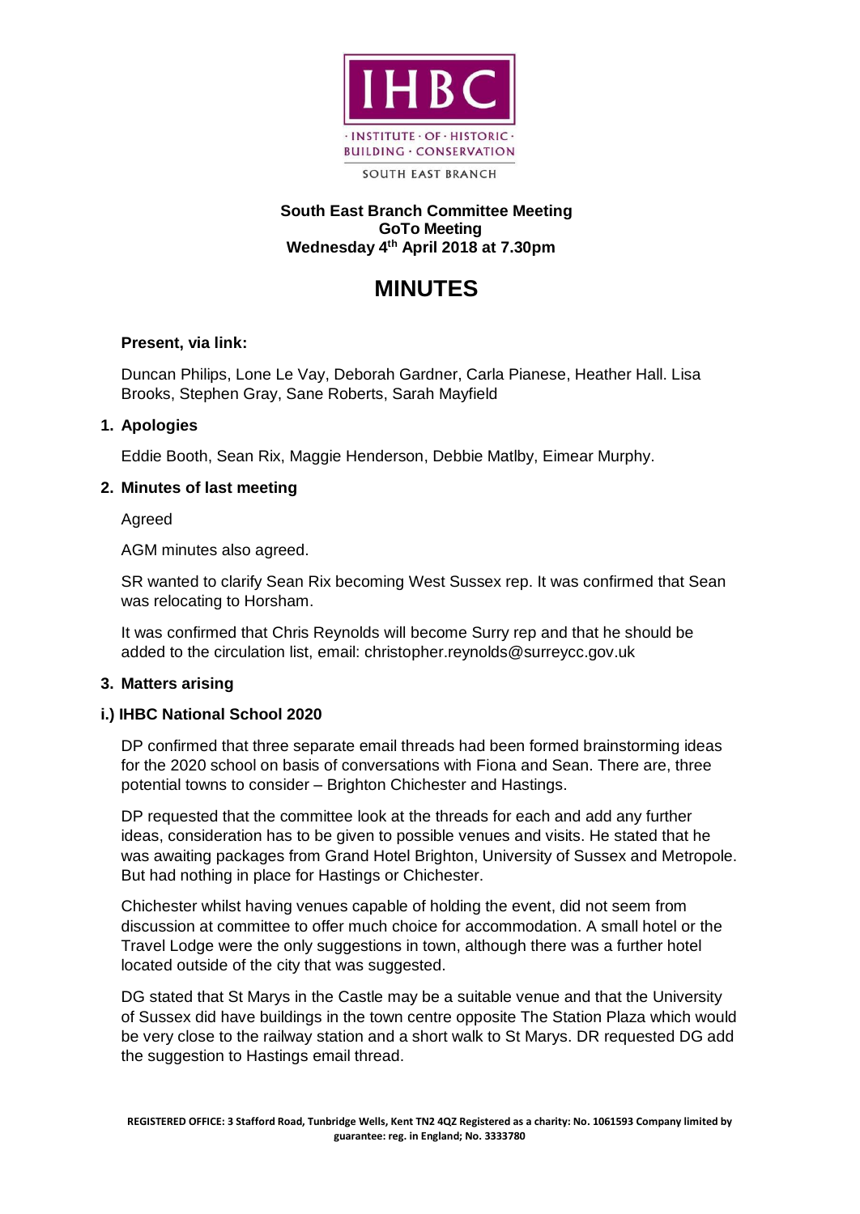**South East Branch Committee Meeting**
**GoTo Meeting**
**Wednesday 4th April 2018 at 7.30pm**

# MINUTES

**Present, via link:**

Duncan Philips, Lone Le Vay, Deborah Gardner, Carla Pianese, Heather Hall. Lisa Brooks, Stephen Gray, Sane Roberts, Sarah Mayfield

## 1. Apologies

Eddie Booth, Sean Rix, Maggie Henderson, Debbie Matlby, Eimear Murphy.

## 2. Minutes of last meeting

Agreed

AGM minutes also agreed.

SR wanted to clarify Sean Rix becoming West Sussex rep. It was confirmed that Sean was relocating to Horsham.

It was confirmed that Chris Reynolds will become Surry rep and that he should be added to the circulation list, email: christopher.reynolds@surreycc.gov.uk

## 3. Matters arising

### i.) IHBC National School 2020

DP confirmed that three separate email threads had been formed brainstorming ideas for the 2020 school on basis of conversations with Fiona and Sean. There are, three potential towns to consider – Brighton Chichester and Hastings.

DP requested that the committee look at the threads for each and add any further ideas, consideration has to be given to possible venues and visits. He stated that he was awaiting packages from Grand Hotel Brighton, University of Sussex and Metropole. But had nothing in place for Hastings or Chichester.

Chichester whilst having venues capable of holding the event, did not seem from discussion at committee to offer much choice for accommodation. A small hotel or the Travel Lodge were the only suggestions in town, although there was a further hotel located outside of the city that was suggested.

DG stated that St Marys in the Castle may be a suitable venue and that the University of Sussex did have buildings in the town centre opposite The Station Plaza which would be very close to the railway station and a short walk to St Marys. DR requested DG add the suggestion to Hastings email thread.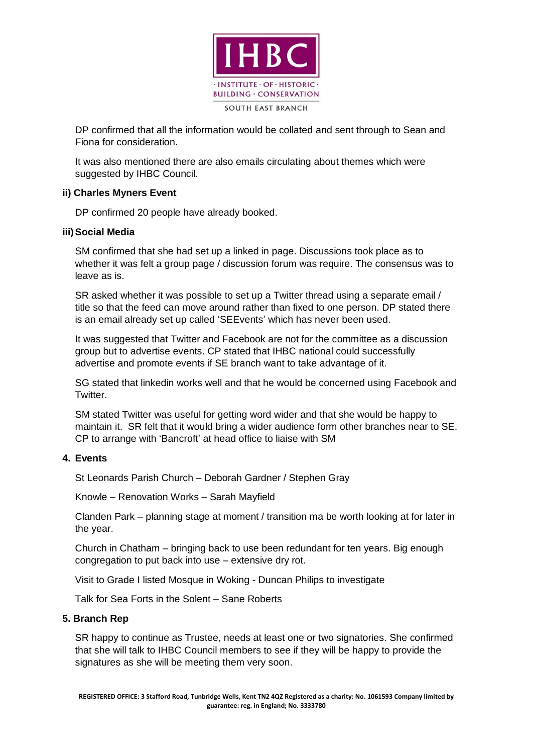DP confirmed that all the information would be collated and sent through to Sean and Fiona for consideration.

It was also mentioned there are also emails circulating about themes which were suggested by IHBC Council.

### ii) Charles Myners Event

DP confirmed 20 people have already booked.

### iii) Social Media

SM confirmed that she had set up a linked in page. Discussions took place as to whether it was felt a group page / discussion forum was require. The consensus was to leave as is.

SR asked whether it was possible to set up a Twitter thread using a separate email / title so that the feed can move around rather than fixed to one person. DP stated there is an email already set up called 'SEEvents' which has never been used.

It was suggested that Twitter and Facebook are not for the committee as a discussion group but to advertise events. CP stated that IHBC national could successfully advertise and promote events if SE branch want to take advantage of it.

SG stated that linkedin works well and that he would be concerned using Facebook and Twitter.

SM stated Twitter was useful for getting word wider and that she would be happy to maintain it. SR felt that it would bring a wider audience form other branches near to SE. CP to arrange with 'Bancroft' at head office to liaise with SM

## 4. Events

St Leonards Parish Church – Deborah Gardner / Stephen Gray

Knowle – Renovation Works – Sarah Mayfield

Clanden Park – planning stage at moment / transition ma be worth looking at for later in the year.

Church in Chatham – bringing back to use been redundant for ten years. Big enough congregation to put back into use – extensive dry rot.

Visit to Grade I listed Mosque in Woking - Duncan Philips to investigate

Talk for Sea Forts in the Solent – Sane Roberts

## 5. Branch Rep

SR happy to continue as Trustee, needs at least one or two signatories. She confirmed that she will talk to IHBC Council members to see if they will be happy to provide the signatures as she will be meeting them very soon.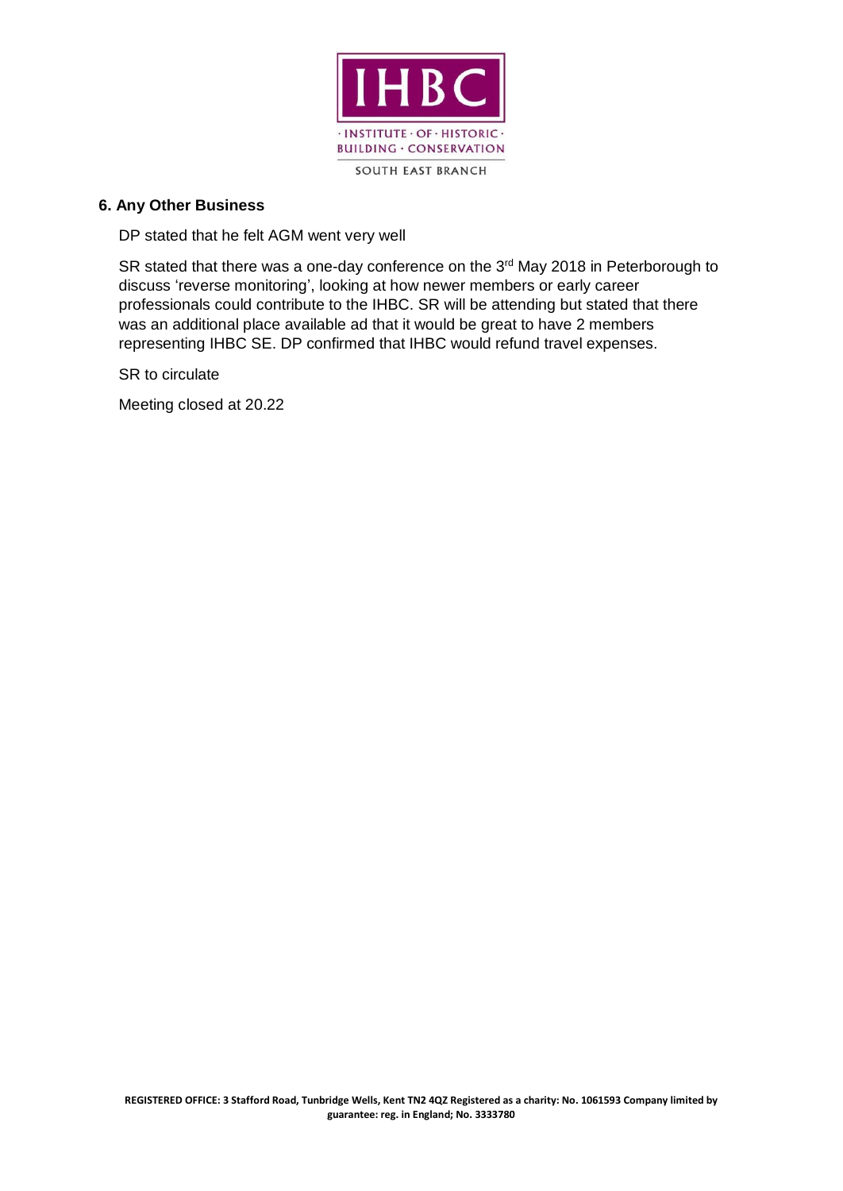### 6. Any Other Business

DP stated that he felt AGM went very well

SR stated that there was a one-day conference on the 3rd May 2018 in Peterborough to discuss 'reverse monitoring', looking at how newer members or early career professionals could contribute to the IHBC. SR will be attending but stated that there was an additional place available ad that it would be great to have 2 members representing IHBC SE. DP confirmed that IHBC would refund travel expenses.

SR to circulate

Meeting closed at 20.22